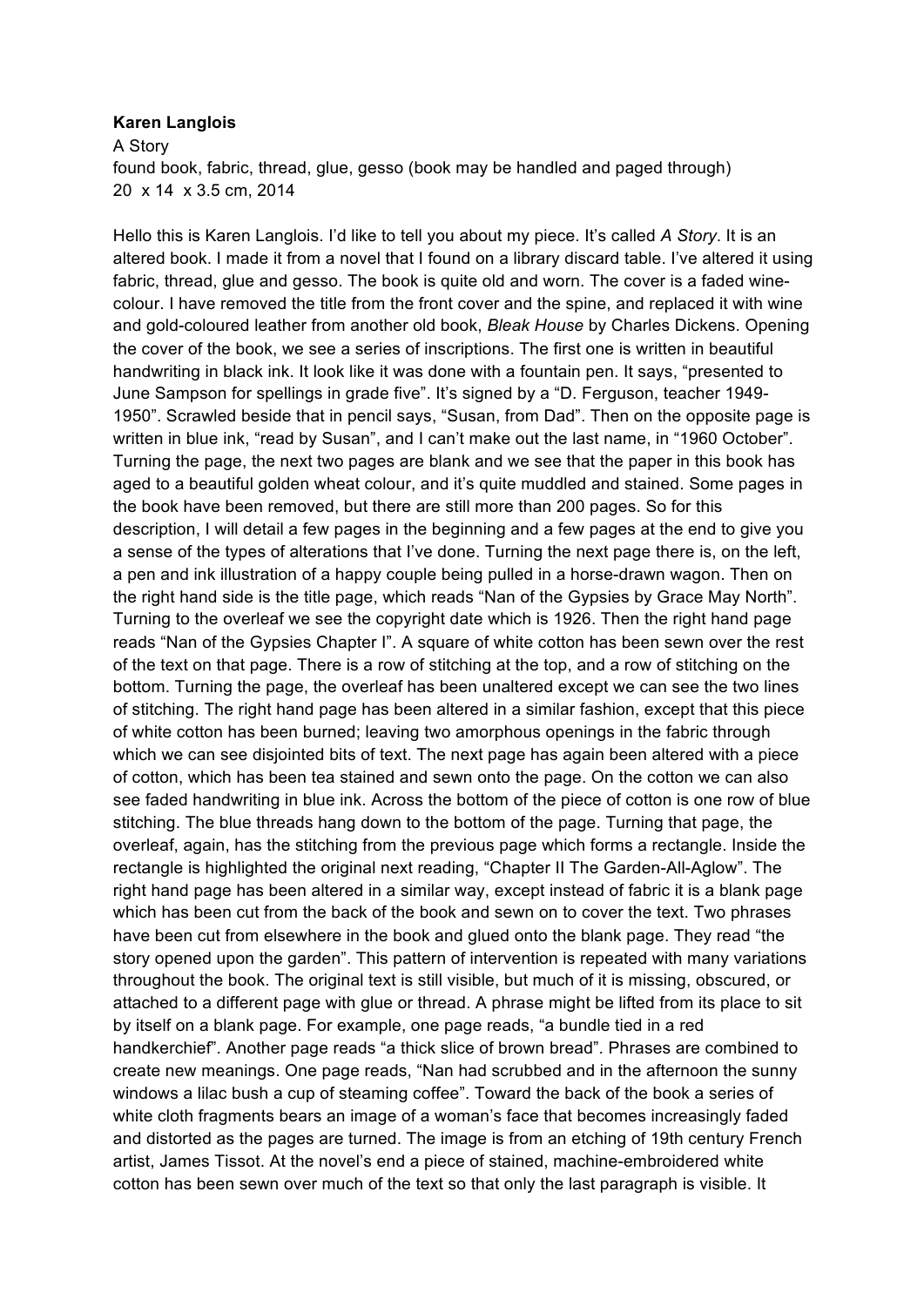**Karen Langlois**

A Story

found book, fabric, thread, glue, gesso (book may be handled and paged through)

20 x 14 x 3.5 cm, 2014

Hello this is Karen Langlois. I'd like to tell you about my piece. It's called *A Story*. It is an altered book. I made it from a novel that I found on a library discard table. I've altered it using fabric, thread, glue and gesso. The book is quite old and worn. The cover is a faded wine-colour. I have removed the title from the front cover and the spine, and replaced it with wine and gold-coloured leather from another old book, *Bleak House* by Charles Dickens. Opening the cover of the book, we see a series of inscriptions. The first one is written in beautiful handwriting in black ink. It look like it was done with a fountain pen. It says, "presented to June Sampson for spellings in grade five". It's signed by a "D. Ferguson, teacher 1949-1950". Scrawled beside that in pencil says, "Susan, from Dad". Then on the opposite page is written in blue ink, "read by Susan", and I can't make out the last name, in "1960 October". Turning the page, the next two pages are blank and we see that the paper in this book has aged to a beautiful golden wheat colour, and it's quite muddled and stained. Some pages in the book have been removed, but there are still more than 200 pages. So for this description, I will detail a few pages in the beginning and a few pages at the end to give you a sense of the types of alterations that I've done. Turning the next page there is, on the left, a pen and ink illustration of a happy couple being pulled in a horse-drawn wagon. Then on the right hand side is the title page, which reads "Nan of the Gypsies by Grace May North". Turning to the overleaf we see the copyright date which is 1926. Then the right hand page reads "Nan of the Gypsies Chapter I". A square of white cotton has been sewn over the rest of the text on that page. There is a row of stitching at the top, and a row of stitching on the bottom. Turning the page, the overleaf has been unaltered except we can see the two lines of stitching. The right hand page has been altered in a similar fashion, except that this piece of white cotton has been burned; leaving two amorphous openings in the fabric through which we can see disjointed bits of text. The next page has again been altered with a piece of cotton, which has been tea stained and sewn onto the page. On the cotton we can also see faded handwriting in blue ink. Across the bottom of the piece of cotton is one row of blue stitching. The blue threads hang down to the bottom of the page. Turning that page, the overleaf, again, has the stitching from the previous page which forms a rectangle. Inside the rectangle is highlighted the original next reading, "Chapter II The Garden-All-Aglow". The right hand page has been altered in a similar way, except instead of fabric it is a blank page which has been cut from the back of the book and sewn on to cover the text. Two phrases have been cut from elsewhere in the book and glued onto the blank page. They read "the story opened upon the garden". This pattern of intervention is repeated with many variations throughout the book. The original text is still visible, but much of it is missing, obscured, or attached to a different page with glue or thread. A phrase might be lifted from its place to sit by itself on a blank page. For example, one page reads, "a bundle tied in a red handkerchief". Another page reads "a thick slice of brown bread". Phrases are combined to create new meanings. One page reads, "Nan had scrubbed and in the afternoon the sunny windows a lilac bush a cup of steaming coffee". Toward the back of the book a series of white cloth fragments bears an image of a woman's face that becomes increasingly faded and distorted as the pages are turned. The image is from an etching of 19th century French artist, James Tissot. At the novel's end a piece of stained, machine-embroidered white cotton has been sewn over much of the text so that only the last paragraph is visible. It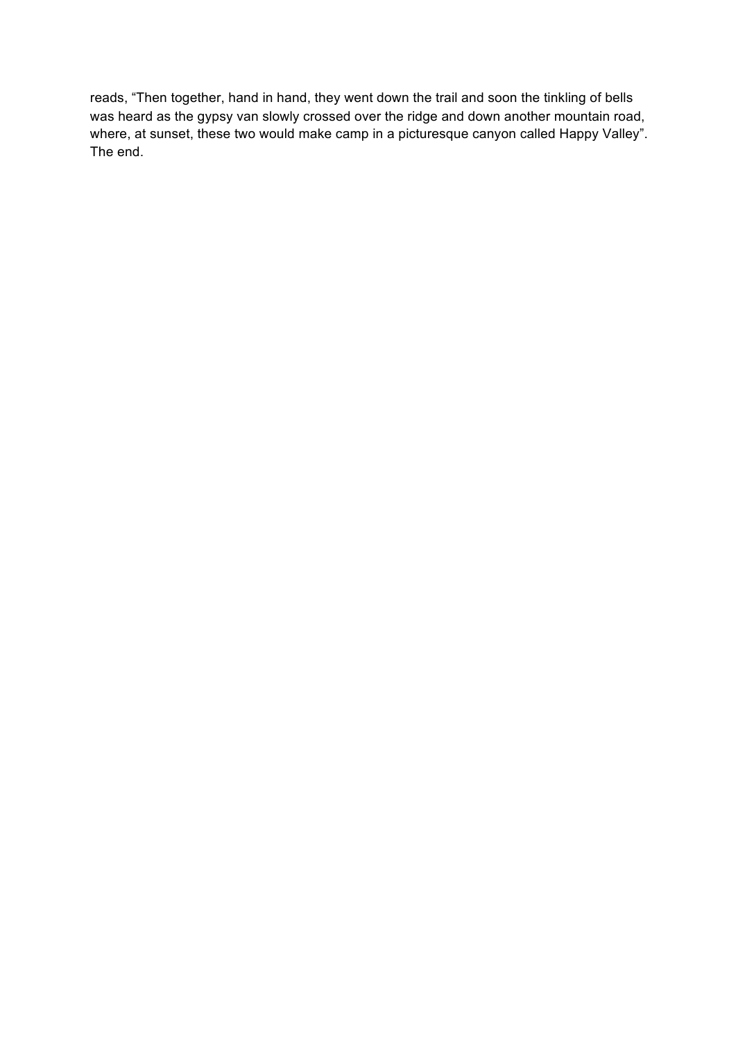reads, “Then together, hand in hand, they went down the trail and soon the tinkling of bells was heard as the gypsy van slowly crossed over the ridge and down another mountain road, where, at sunset, these two would make camp in a picturesque canyon called Happy Valley”. The end.